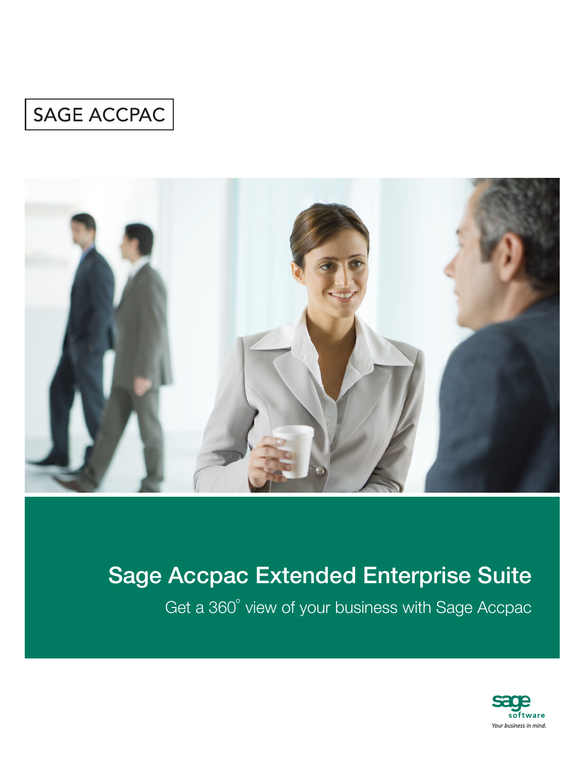SAGE ACCPAC

# Sage Accpac Extended Enterprise Suite

Get a 360° view of your business with Sage Accpac

sage software

*Your business in mind.*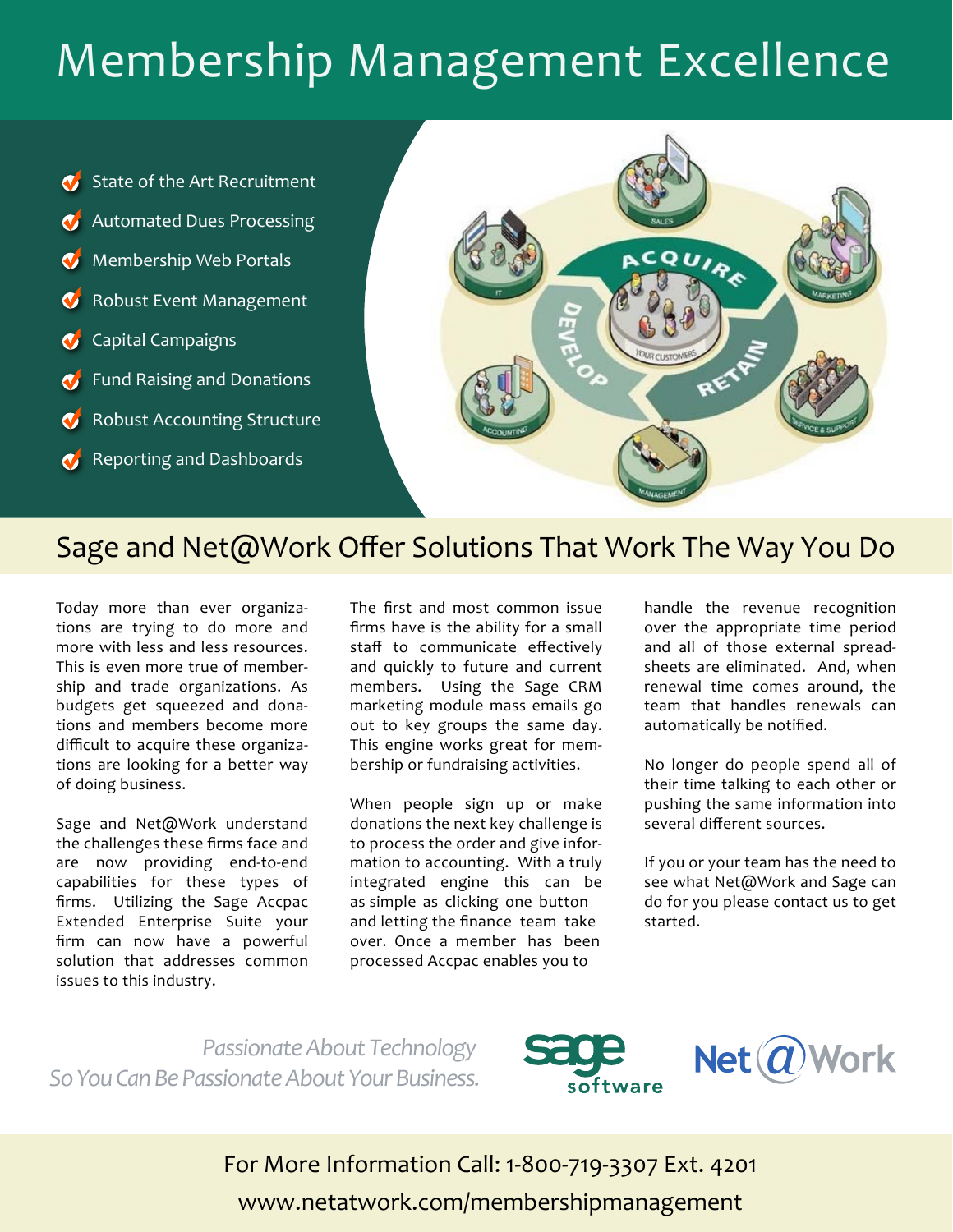# Membership Management Excellence

- State of the Art Recruitment
- Automated Dues Processing
- Membership Web Portals
- Robust Event Management
- Capital Campaigns
- Fund Raising and Donations
- Robust Accounting Structure
- Reporting and Dashboards

## Sage and Net@Work Offer Solutions That Work The Way You Do

Today more than ever organizations are trying to do more and more with less and less resources. This is even more true of membership and trade organizations. As budgets get squeezed and donations and members become more difficult to acquire these organizations are looking for a better way of doing business.

Sage and Net@Work understand the challenges these firms face and are now providing end-to-end capabilities for these types of firms. Utilizing the Sage Accpac Extended Enterprise Suite your firm can now have a powerful solution that addresses common issues to this industry.

The first and most common issue firms have is the ability for a small staff to communicate effectively and quickly to future and current members. Using the Sage CRM marketing module mass emails go out to key groups the same day. This engine works great for membership or fundraising activities.

When people sign up or make donations the next key challenge is to process the order and give information to accounting. With a truly integrated engine this can be as simple as clicking one button and letting the finance team take over. Once a member has been processed Accpac enables you to handle the revenue recognition over the appropriate time period and all of those external spreadsheets are eliminated. And, when renewal time comes around, the team that handles renewals can automatically be notified.

No longer do people spend all of their time talking to each other or pushing the same information into several different sources.

If you or your team has the need to see what Net@Work and Sage can do for you please contact us to get started.

*Passionate About Technology*
*So You Can Be Passionate About Your Business.*

sage software | Net@Work

For More Information Call: 1-800-719-3307 Ext. 4201
www.netatwork.com/membershipmanagement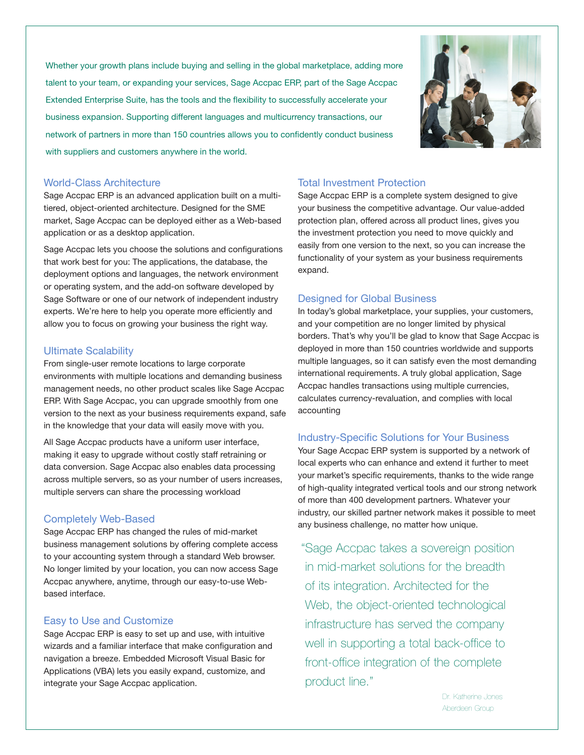Whether your growth plans include buying and selling in the global marketplace, adding more talent to your team, or expanding your services, Sage Accpac ERP, part of the Sage Accpac Extended Enterprise Suite, has the tools and the flexibility to successfully accelerate your business expansion. Supporting different languages and multicurrency transactions, our network of partners in more than 150 countries allows you to confidently conduct business with suppliers and customers anywhere in the world.

## World-Class Architecture

Sage Accpac ERP is an advanced application built on a multi-tiered, object-oriented architecture. Designed for the SME market, Sage Accpac can be deployed either as a Web-based application or as a desktop application.

Sage Accpac lets you choose the solutions and configurations that work best for you: The applications, the database, the deployment options and languages, the network environment or operating system, and the add-on software developed by Sage Software or one of our network of independent industry experts. We're here to help you operate more efficiently and allow you to focus on growing your business the right way.

## Ultimate Scalability

From single-user remote locations to large corporate environments with multiple locations and demanding business management needs, no other product scales like Sage Accpac ERP. With Sage Accpac, you can upgrade smoothly from one version to the next as your business requirements expand, safe in the knowledge that your data will easily move with you.

All Sage Accpac products have a uniform user interface, making it easy to upgrade without costly staff retraining or data conversion. Sage Accpac also enables data processing across multiple servers, so as your number of users increases, multiple servers can share the processing workload

## Completely Web-Based

Sage Accpac ERP has changed the rules of mid-market business management solutions by offering complete access to your accounting system through a standard Web browser. No longer limited by your location, you can now access Sage Accpac anywhere, anytime, through our easy-to-use Web-based interface.

## Easy to Use and Customize

Sage Accpac ERP is easy to set up and use, with intuitive wizards and a familiar interface that make configuration and navigation a breeze. Embedded Microsoft Visual Basic for Applications (VBA) lets you easily expand, customize, and integrate your Sage Accpac application.

## Total Investment Protection

Sage Accpac ERP is a complete system designed to give your business the competitive advantage. Our value-added protection plan, offered across all product lines, gives you the investment protection you need to move quickly and easily from one version to the next, so you can increase the functionality of your system as your business requirements expand.

## Designed for Global Business

In today's global marketplace, your supplies, your customers, and your competition are no longer limited by physical borders. That's why you'll be glad to know that Sage Accpac is deployed in more than 150 countries worldwide and supports multiple languages, so it can satisfy even the most demanding international requirements. A truly global application, Sage Accpac handles transactions using multiple currencies, calculates currency-revaluation, and complies with local accounting

## Industry-Specific Solutions for Your Business

Your Sage Accpac ERP system is supported by a network of local experts who can enhance and extend it further to meet your market's specific requirements, thanks to the wide range of high-quality integrated vertical tools and our strong network of more than 400 development partners. Whatever your industry, our skilled partner network makes it possible to meet any business challenge, no matter how unique.

> "Sage Accpac takes a sovereign position in mid-market solutions for the breadth of its integration. Architected for the Web, the object-oriented technological infrastructure has served the company well in supporting a total back-office to front-office integration of the complete product line."
>
> Dr. Katherine Jones
> Aberdeen Group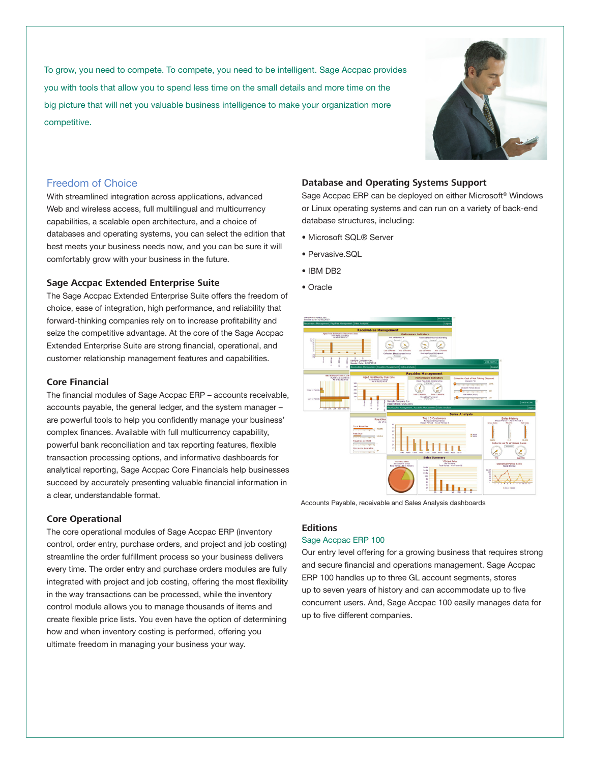To grow, you need to compete. To compete, you need to be intelligent. Sage Accpac provides you with tools that allow you to spend less time on the small details and more time on the big picture that will net you valuable business intelligence to make your organization more competitive.

## Freedom of Choice

With streamlined integration across applications, advanced Web and wireless access, full multilingual and multicurrency capabilities, a scalable open architecture, and a choice of databases and operating systems, you can select the edition that best meets your business needs now, and you can be sure it will comfortably grow with your business in the future.

### Sage Accpac Extended Enterprise Suite

The Sage Accpac Extended Enterprise Suite offers the freedom of choice, ease of integration, high performance, and reliability that forward-thinking companies rely on to increase profitability and seize the competitive advantage. At the core of the Sage Accpac Extended Enterprise Suite are strong financial, operational, and customer relationship management features and capabilities.

### Core Financial

The financial modules of Sage Accpac ERP – accounts receivable, accounts payable, the general ledger, and the system manager – are powerful tools to help you confidently manage your business' complex finances. Available with full multicurrency capability, powerful bank reconciliation and tax reporting features, flexible transaction processing options, and informative dashboards for analytical reporting, Sage Accpac Core Financials help businesses succeed by accurately presenting valuable financial information in a clear, understandable format.

### Core Operational

The core operational modules of Sage Accpac ERP (inventory control, order entry, purchase orders, and project and job costing) streamline the order fulfillment process so your business delivers every time. The order entry and purchase orders modules are fully integrated with project and job costing, offering the most flexibility in the way transactions can be processed, while the inventory control module allows you to manage thousands of items and create flexible price lists. You even have the option of determining how and when inventory costing is performed, offering you ultimate freedom in managing your business your way.

### Database and Operating Systems Support

Sage Accpac ERP can be deployed on either Microsoft® Windows or Linux operating systems and can run on a variety of back-end database structures, including:

- Microsoft SQL® Server
- Pervasive.SQL
- IBM DB2
- Oracle

Accounts Payable, receivable and Sales Analysis dashboards

### Editions

#### Sage Accpac ERP 100

Our entry level offering for a growing business that requires strong and secure financial and operations management. Sage Accpac ERP 100 handles up to three GL account segments, stores up to seven years of history and can accommodate up to five concurrent users. And, Sage Accpac 100 easily manages data for up to five different companies.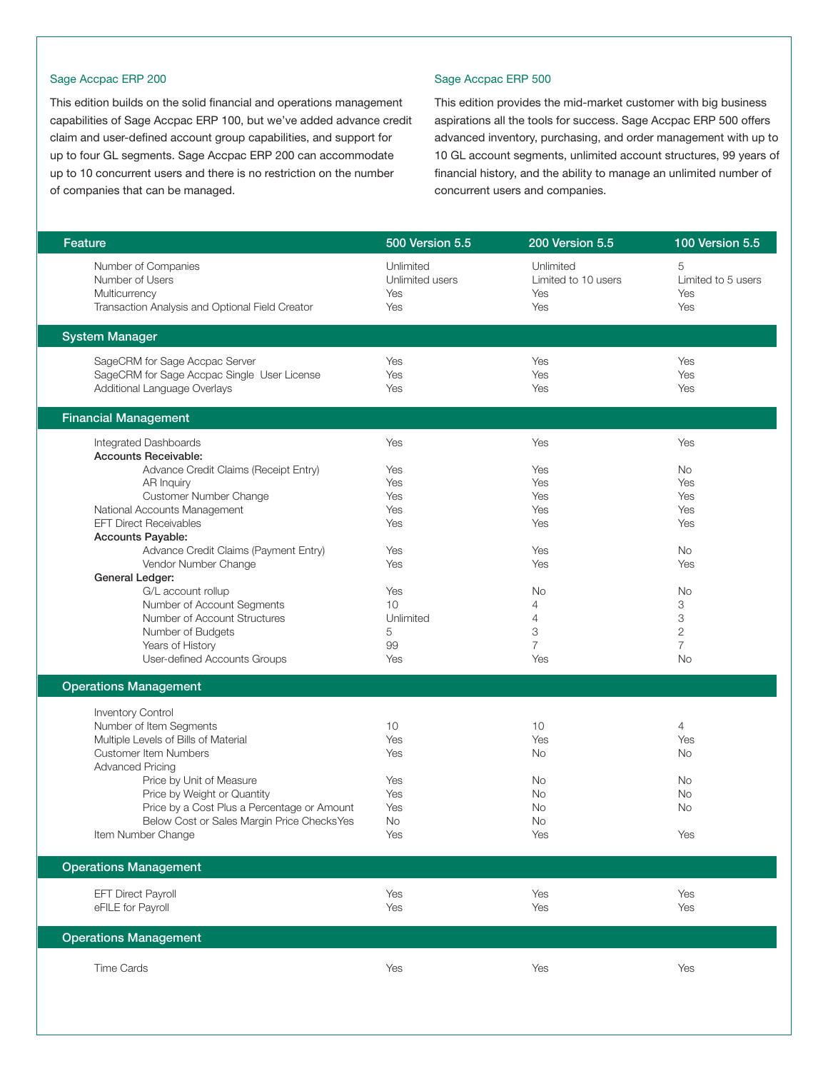### Sage Accpac ERP 200

This edition builds on the solid financial and operations management capabilities of Sage Accpac ERP 100, but we've added advance credit claim and user-defined account group capabilities, and support for up to four GL segments. Sage Accpac ERP 200 can accommodate up to 10 concurrent users and there is no restriction on the number of companies that can be managed.

### Sage Accpac ERP 500

This edition provides the mid-market customer with big business aspirations all the tools for success. Sage Accpac ERP 500 offers advanced inventory, purchasing, and order management with up to 10 GL account segments, unlimited account structures, 99 years of financial history, and the ability to manage an unlimited number of concurrent users and companies.

| Feature | 500 Version 5.5 | 200 Version 5.5 | 100 Version 5.5 |
|---|---|---|---|
| Number of Companies | Unlimited | Unlimited | 5 |
| Number of Users | Unlimited users | Limited to 10 users | Limited to 5 users |
| Multicurrency | Yes | Yes | Yes |
| Transaction Analysis and Optional Field Creator | Yes | Yes | Yes |
| **System Manager** | | | |
| SageCRM for Sage Accpac Server | Yes | Yes | Yes |
| SageCRM for Sage Accpac Single User License | Yes | Yes | Yes |
| Additional Language Overlays | Yes | Yes | Yes |
| **Financial Management** | | | |
| Integrated Dashboards | Yes | Yes | Yes |
| **Accounts Receivable:** | | | |
| Advance Credit Claims (Receipt Entry) | Yes | Yes | No |
| AR Inquiry | Yes | Yes | Yes |
| Customer Number Change | Yes | Yes | Yes |
| National Accounts Management | Yes | Yes | Yes |
| EFT Direct Receivables | Yes | Yes | Yes |
| **Accounts Payable:** | | | |
| Advance Credit Claims (Payment Entry) | Yes | Yes | No |
| Vendor Number Change | Yes | Yes | Yes |
| **General Ledger:** | | | |
| G/L account rollup | Yes | No | No |
| Number of Account Segments | 10 | 4 | 3 |
| Number of Account Structures | Unlimited | 4 | 3 |
| Number of Budgets | 5 | 3 | 2 |
| Years of History | 99 | 7 | 7 |
| User-defined Accounts Groups | Yes | Yes | No |
| **Operations Management** | | | |
| Inventory Control | | | |
| Number of Item Segments | 10 | 10 | 4 |
| Multiple Levels of Bills of Material | Yes | Yes | Yes |
| Customer Item Numbers | Yes | No | No |
| Advanced Pricing | | | |
| Price by Unit of Measure | Yes | No | No |
| Price by Weight or Quantity | Yes | No | No |
| Price by a Cost Plus a Percentage or Amount | Yes | No | No |
| Below Cost or Sales Margin Price ChecksYes | No | No | |
| Item Number Change | Yes | Yes | Yes |
| **Operations Management** | | | |
| EFT Direct Payroll | Yes | Yes | Yes |
| eFILE for Payroll | Yes | Yes | Yes |
| **Operations Management** | | | |
| Time Cards | Yes | Yes | Yes |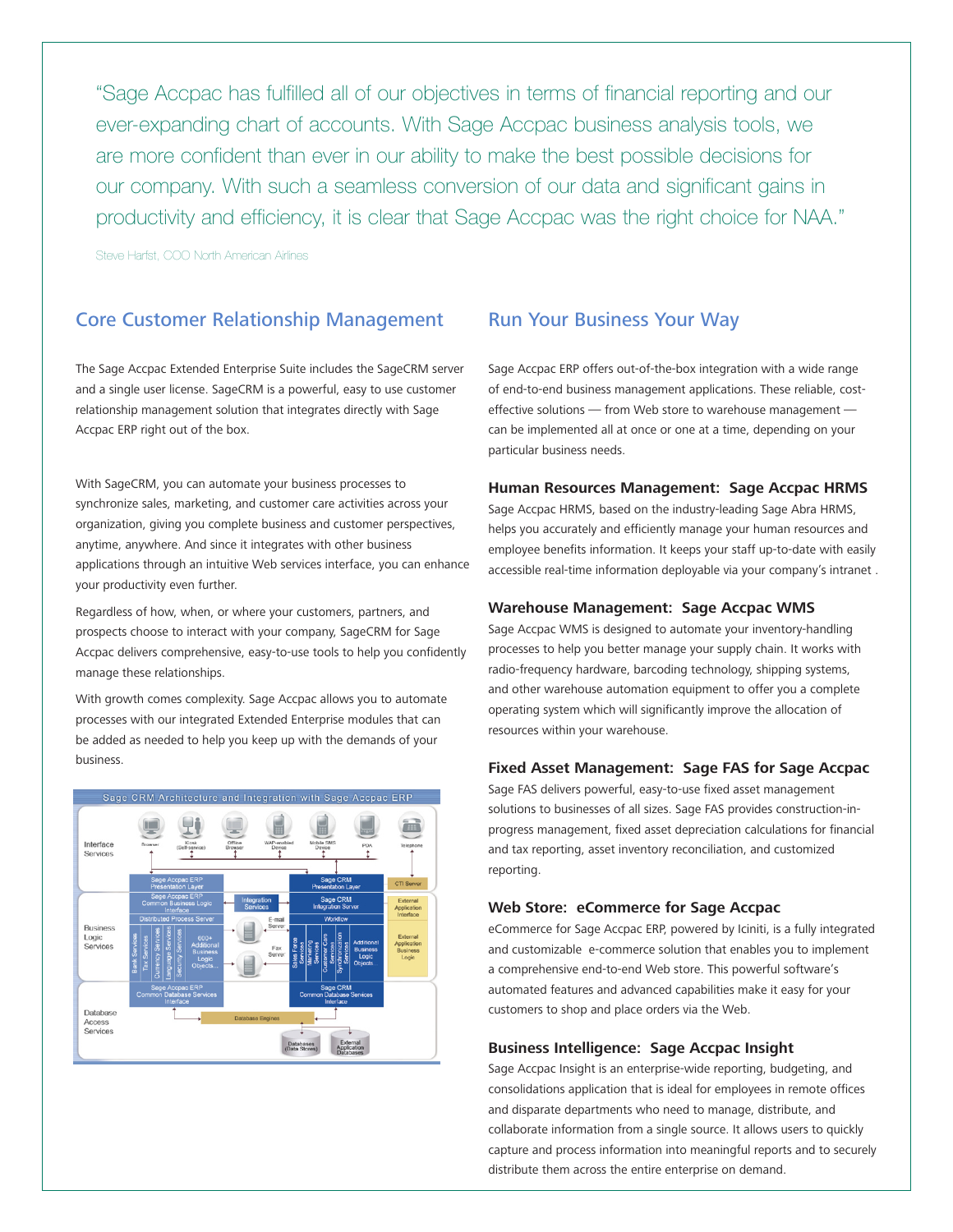"Sage Accpac has fulfilled all of our objectives in terms of financial reporting and our ever-expanding chart of accounts. With Sage Accpac business analysis tools, we are more confident than ever in our ability to make the best possible decisions for our company. With such a seamless conversion of our data and significant gains in productivity and efficiency, it is clear that Sage Accpac was the right choice for NAA."

Steve Harfst, COO North American Airlines

## Core Customer Relationship Management

The Sage Accpac Extended Enterprise Suite includes the SageCRM server and a single user license. SageCRM is a powerful, easy to use customer relationship management solution that integrates directly with Sage Accpac ERP right out of the box.

With SageCRM, you can automate your business processes to synchronize sales, marketing, and customer care activities across your organization, giving you complete business and customer perspectives, anytime, anywhere. And since it integrates with other business applications through an intuitive Web services interface, you can enhance your productivity even further.

Regardless of how, when, or where your customers, partners, and prospects choose to interact with your company, SageCRM for Sage Accpac delivers comprehensive, easy-to-use tools to help you confidently manage these relationships.

With growth comes complexity. Sage Accpac allows you to automate processes with our integrated Extended Enterprise modules that can be added as needed to help you keep up with the demands of your business.

Sage CRM Architecture and Integration with Sage Accpac ERP

## Run Your Business Your Way

Sage Accpac ERP offers out-of-the-box integration with a wide range of end-to-end business management applications. These reliable, cost-effective solutions — from Web store to warehouse management — can be implemented all at once or one at a time, depending on your particular business needs.

### Human Resources Management: Sage Accpac HRMS

Sage Accpac HRMS, based on the industry-leading Sage Abra HRMS, helps you accurately and efficiently manage your human resources and employee benefits information. It keeps your staff up-to-date with easily accessible real-time information deployable via your company's intranet .

### Warehouse Management: Sage Accpac WMS

Sage Accpac WMS is designed to automate your inventory-handling processes to help you better manage your supply chain. It works with radio-frequency hardware, barcoding technology, shipping systems, and other warehouse automation equipment to offer you a complete operating system which will significantly improve the allocation of resources within your warehouse.

### Fixed Asset Management: Sage FAS for Sage Accpac

Sage FAS delivers powerful, easy-to-use fixed asset management solutions to businesses of all sizes. Sage FAS provides construction-in-progress management, fixed asset depreciation calculations for financial and tax reporting, asset inventory reconciliation, and customized reporting.

### Web Store: eCommerce for Sage Accpac

eCommerce for Sage Accpac ERP, powered by Iciniti, is a fully integrated and customizable e-commerce solution that enables you to implement a comprehensive end-to-end Web store. This powerful software's automated features and advanced capabilities make it easy for your customers to shop and place orders via the Web.

### Business Intelligence: Sage Accpac Insight

Sage Accpac Insight is an enterprise-wide reporting, budgeting, and consolidations application that is ideal for employees in remote offices and disparate departments who need to manage, distribute, and collaborate information from a single source. It allows users to quickly capture and process information into meaningful reports and to securely distribute them across the entire enterprise on demand.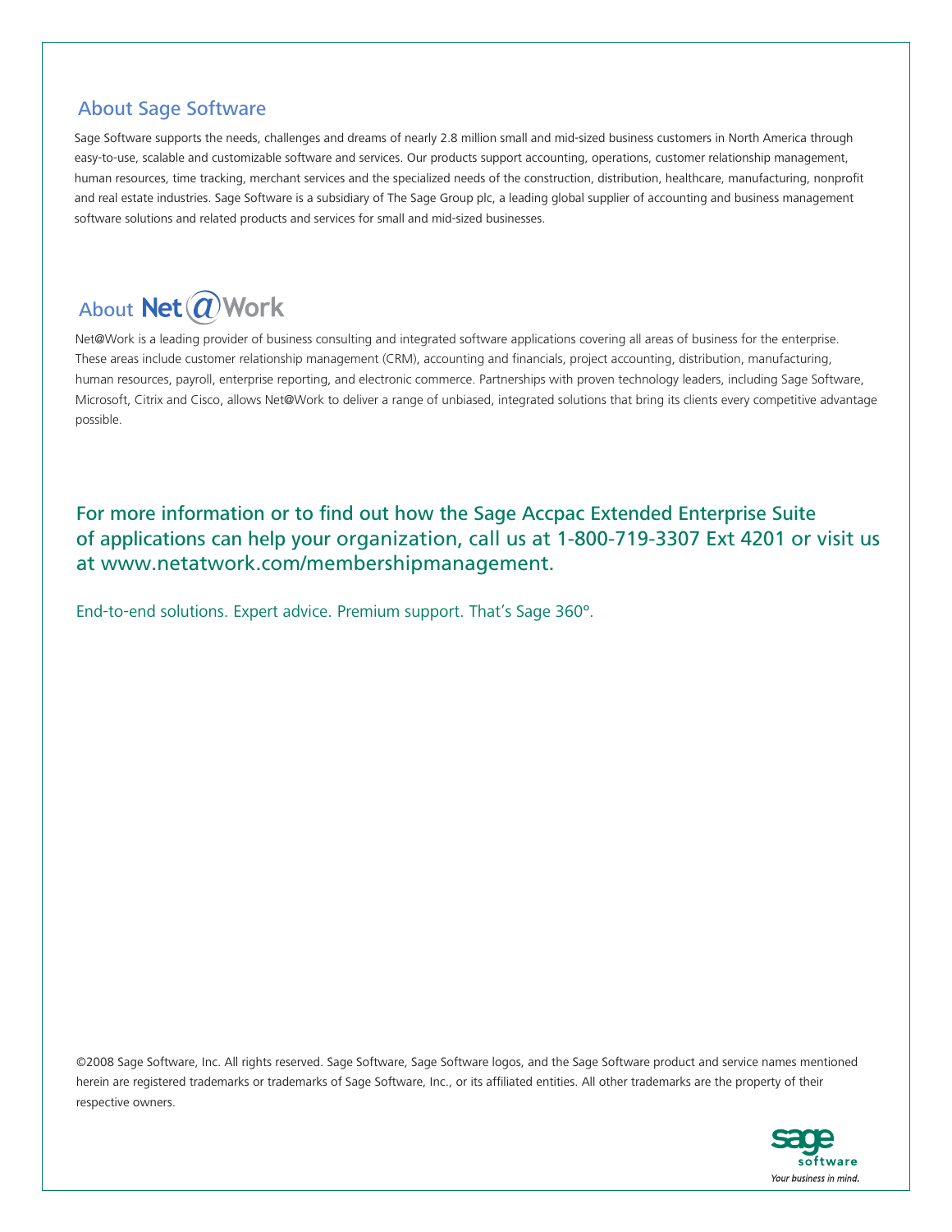## About Sage Software

Sage Software supports the needs, challenges and dreams of nearly 2.8 million small and mid-sized business customers in North America through easy-to-use, scalable and customizable software and services. Our products support accounting, operations, customer relationship management, human resources, time tracking, merchant services and the specialized needs of the construction, distribution, healthcare, manufacturing, nonprofit and real estate industries. Sage Software is a subsidiary of The Sage Group plc, a leading global supplier of accounting and business management software solutions and related products and services for small and mid-sized businesses.

## About Net@Work

Net@Work is a leading provider of business consulting and integrated software applications covering all areas of business for the enterprise. These areas include customer relationship management (CRM), accounting and financials, project accounting, distribution, manufacturing, human resources, payroll, enterprise reporting, and electronic commerce. Partnerships with proven technology leaders, including Sage Software, Microsoft, Citrix and Cisco, allows Net@Work to deliver a range of unbiased, integrated solutions that bring its clients every competitive advantage possible.

### For more information or to find out how the Sage Accpac Extended Enterprise Suite of applications can help your organization, call us at 1-800-719-3307 Ext 4201 or visit us at www.netatwork.com/membershipmanagement.

End-to-end solutions. Expert advice. Premium support. That's Sage 360°.

©2008 Sage Software, Inc. All rights reserved. Sage Software, Sage Software logos, and the Sage Software product and service names mentioned herein are registered trademarks or trademarks of Sage Software, Inc., or its affiliated entities. All other trademarks are the property of their respective owners.

sage software

*Your business in mind.*